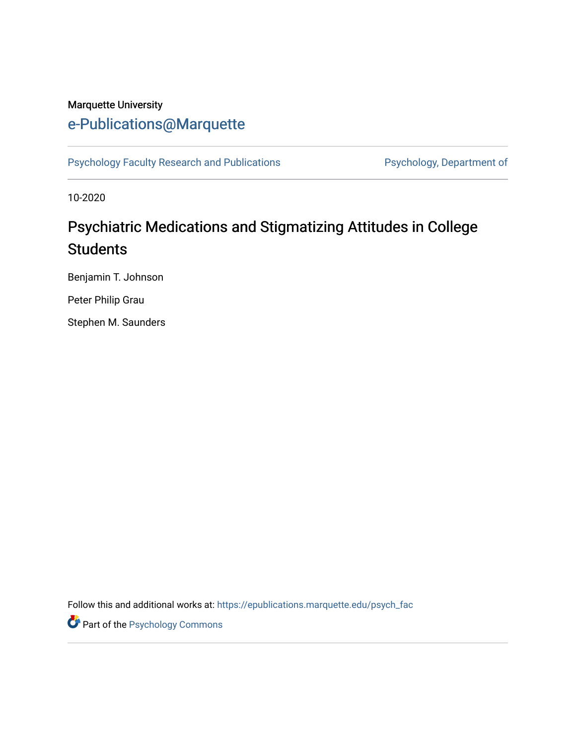Marquette University

# e-Publications@Marquette

Psychology Faculty Research and Publications

Psychology, Department of

10-2020

# Psychiatric Medications and Stigmatizing Attitudes in College Students

Benjamin T. Johnson

Peter Philip Grau

Stephen M. Saunders

Follow this and additional works at: https://epublications.marquette.edu/psych_fac

Part of the Psychology Commons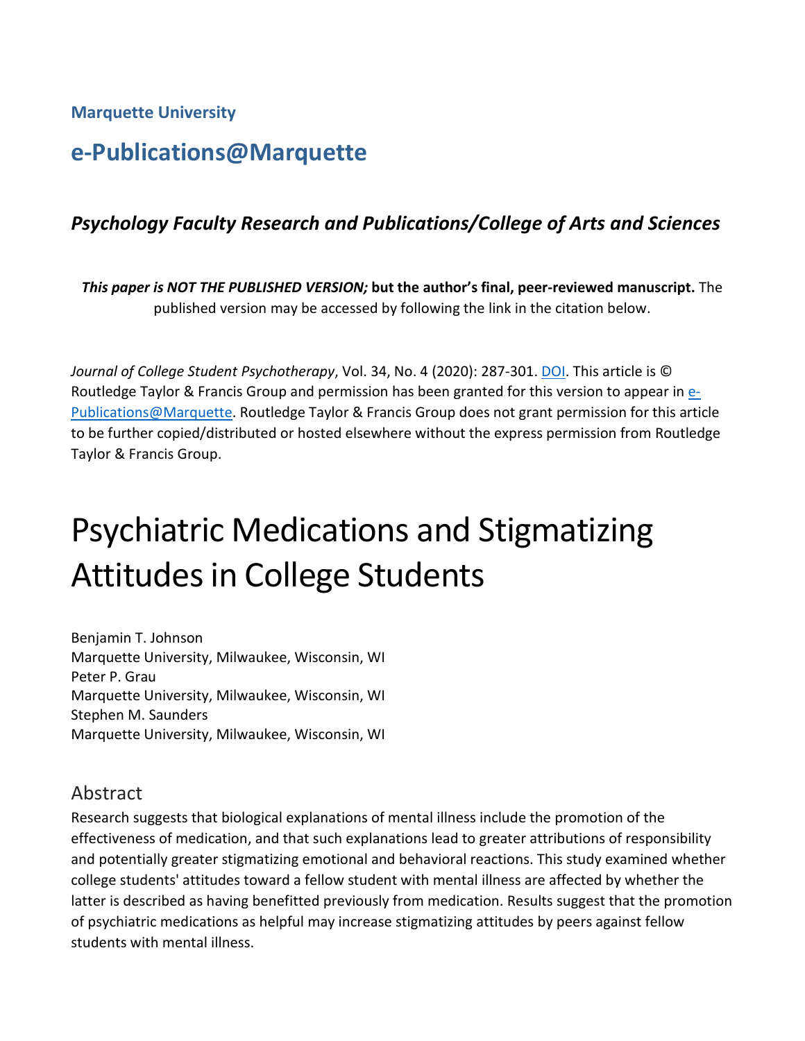**Marquette University**

## e-Publications@Marquette

### *Psychology Faculty Research and Publications/College of Arts and Sciences*

***This paper is NOT THE PUBLISHED VERSION;* but the author's final, peer-reviewed manuscript.** The published version may be accessed by following the link in the citation below.

*Journal of College Student Psychotherapy*, Vol. 34, No. 4 (2020): 287-301. DOI. This article is © Routledge Taylor & Francis Group and permission has been granted for this version to appear in e-Publications@Marquette. Routledge Taylor & Francis Group does not grant permission for this article to be further copied/distributed or hosted elsewhere without the express permission from Routledge Taylor & Francis Group.

# Psychiatric Medications and Stigmatizing Attitudes in College Students

Benjamin T. Johnson
Marquette University, Milwaukee, Wisconsin, WI
Peter P. Grau
Marquette University, Milwaukee, Wisconsin, WI
Stephen M. Saunders
Marquette University, Milwaukee, Wisconsin, WI

## Abstract

Research suggests that biological explanations of mental illness include the promotion of the effectiveness of medication, and that such explanations lead to greater attributions of responsibility and potentially greater stigmatizing emotional and behavioral reactions. This study examined whether college students' attitudes toward a fellow student with mental illness are affected by whether the latter is described as having benefitted previously from medication. Results suggest that the promotion of psychiatric medications as helpful may increase stigmatizing attitudes by peers against fellow students with mental illness.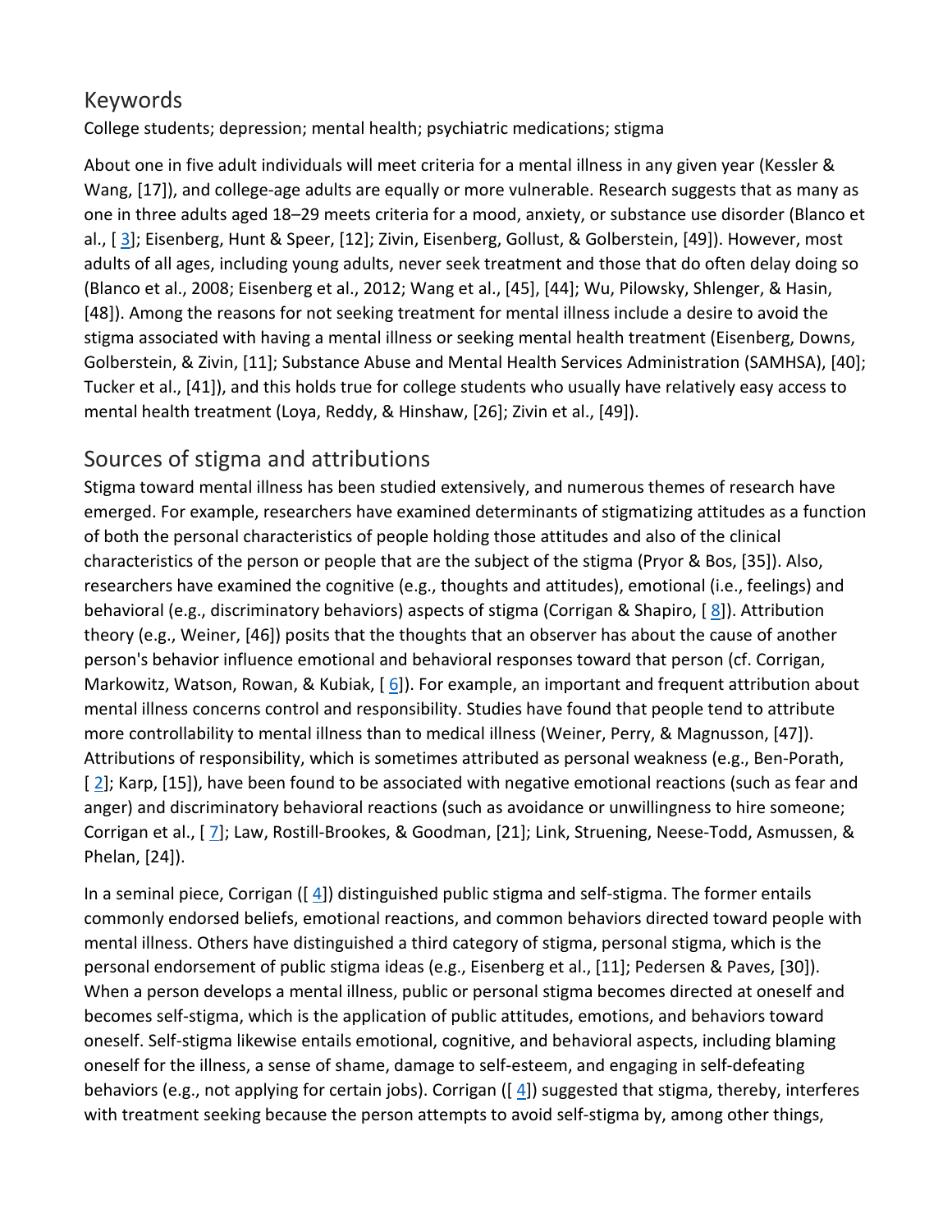## Keywords

College students; depression; mental health; psychiatric medications; stigma

About one in five adult individuals will meet criteria for a mental illness in any given year (Kessler & Wang, [17]), and college-age adults are equally or more vulnerable. Research suggests that as many as one in three adults aged 18–29 meets criteria for a mood, anxiety, or substance use disorder (Blanco et al., [ 3]; Eisenberg, Hunt & Speer, [12]; Zivin, Eisenberg, Gollust, & Golberstein, [49]). However, most adults of all ages, including young adults, never seek treatment and those that do often delay doing so (Blanco et al., 2008; Eisenberg et al., 2012; Wang et al., [45], [44]; Wu, Pilowsky, Shlenger, & Hasin, [48]). Among the reasons for not seeking treatment for mental illness include a desire to avoid the stigma associated with having a mental illness or seeking mental health treatment (Eisenberg, Downs, Golberstein, & Zivin, [11]; Substance Abuse and Mental Health Services Administration (SAMHSA), [40]; Tucker et al., [41]), and this holds true for college students who usually have relatively easy access to mental health treatment (Loya, Reddy, & Hinshaw, [26]; Zivin et al., [49]).

## Sources of stigma and attributions

Stigma toward mental illness has been studied extensively, and numerous themes of research have emerged. For example, researchers have examined determinants of stigmatizing attitudes as a function of both the personal characteristics of people holding those attitudes and also of the clinical characteristics of the person or people that are the subject of the stigma (Pryor & Bos, [35]). Also, researchers have examined the cognitive (e.g., thoughts and attitudes), emotional (i.e., feelings) and behavioral (e.g., discriminatory behaviors) aspects of stigma (Corrigan & Shapiro, [ 8]). Attribution theory (e.g., Weiner, [46]) posits that the thoughts that an observer has about the cause of another person's behavior influence emotional and behavioral responses toward that person (cf. Corrigan, Markowitz, Watson, Rowan, & Kubiak, [ 6]). For example, an important and frequent attribution about mental illness concerns control and responsibility. Studies have found that people tend to attribute more controllability to mental illness than to medical illness (Weiner, Perry, & Magnusson, [47]). Attributions of responsibility, which is sometimes attributed as personal weakness (e.g., Ben-Porath, [ 2]; Karp, [15]), have been found to be associated with negative emotional reactions (such as fear and anger) and discriminatory behavioral reactions (such as avoidance or unwillingness to hire someone; Corrigan et al., [ 7]; Law, Rostill-Brookes, & Goodman, [21]; Link, Struening, Neese-Todd, Asmussen, & Phelan, [24]).

In a seminal piece, Corrigan ([ 4]) distinguished public stigma and self-stigma. The former entails commonly endorsed beliefs, emotional reactions, and common behaviors directed toward people with mental illness. Others have distinguished a third category of stigma, personal stigma, which is the personal endorsement of public stigma ideas (e.g., Eisenberg et al., [11]; Pedersen & Paves, [30]). When a person develops a mental illness, public or personal stigma becomes directed at oneself and becomes self-stigma, which is the application of public attitudes, emotions, and behaviors toward oneself. Self-stigma likewise entails emotional, cognitive, and behavioral aspects, including blaming oneself for the illness, a sense of shame, damage to self-esteem, and engaging in self-defeating behaviors (e.g., not applying for certain jobs). Corrigan ([ 4]) suggested that stigma, thereby, interferes with treatment seeking because the person attempts to avoid self-stigma by, among other things,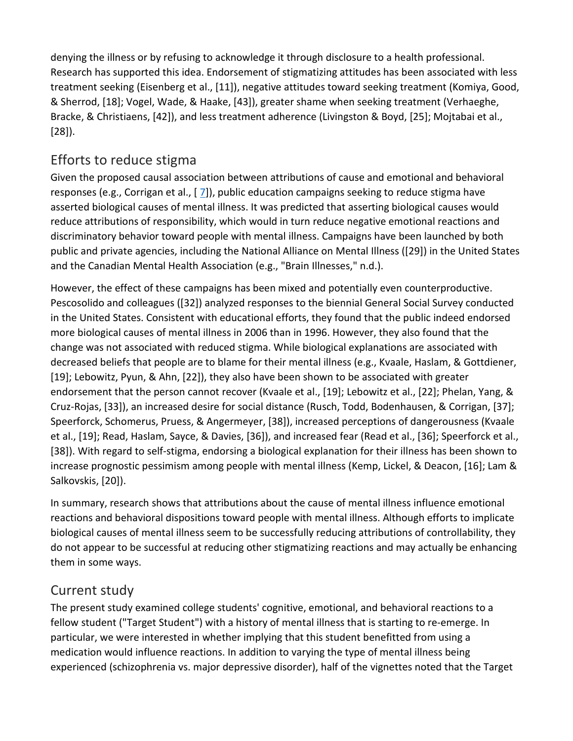denying the illness or by refusing to acknowledge it through disclosure to a health professional. Research has supported this idea. Endorsement of stigmatizing attitudes has been associated with less treatment seeking (Eisenberg et al., [11]), negative attitudes toward seeking treatment (Komiya, Good, & Sherrod, [18]; Vogel, Wade, & Haake, [43]), greater shame when seeking treatment (Verhaeghe, Bracke, & Christiaens, [42]), and less treatment adherence (Livingston & Boyd, [25]; Mojtabai et al., [28]).

## Efforts to reduce stigma

Given the proposed causal association between attributions of cause and emotional and behavioral responses (e.g., Corrigan et al., [ 7]), public education campaigns seeking to reduce stigma have asserted biological causes of mental illness. It was predicted that asserting biological causes would reduce attributions of responsibility, which would in turn reduce negative emotional reactions and discriminatory behavior toward people with mental illness. Campaigns have been launched by both public and private agencies, including the National Alliance on Mental Illness ([29]) in the United States and the Canadian Mental Health Association (e.g., "Brain Illnesses," n.d.).

However, the effect of these campaigns has been mixed and potentially even counterproductive. Pescosolido and colleagues ([32]) analyzed responses to the biennial General Social Survey conducted in the United States. Consistent with educational efforts, they found that the public indeed endorsed more biological causes of mental illness in 2006 than in 1996. However, they also found that the change was not associated with reduced stigma. While biological explanations are associated with decreased beliefs that people are to blame for their mental illness (e.g., Kvaale, Haslam, & Gottdiener, [19]; Lebowitz, Pyun, & Ahn, [22]), they also have been shown to be associated with greater endorsement that the person cannot recover (Kvaale et al., [19]; Lebowitz et al., [22]; Phelan, Yang, & Cruz-Rojas, [33]), an increased desire for social distance (Rusch, Todd, Bodenhausen, & Corrigan, [37]; Speerforck, Schomerus, Pruess, & Angermeyer, [38]), increased perceptions of dangerousness (Kvaale et al., [19]; Read, Haslam, Sayce, & Davies, [36]), and increased fear (Read et al., [36]; Speerforck et al., [38]). With regard to self-stigma, endorsing a biological explanation for their illness has been shown to increase prognostic pessimism among people with mental illness (Kemp, Lickel, & Deacon, [16]; Lam & Salkovskis, [20]).

In summary, research shows that attributions about the cause of mental illness influence emotional reactions and behavioral dispositions toward people with mental illness. Although efforts to implicate biological causes of mental illness seem to be successfully reducing attributions of controllability, they do not appear to be successful at reducing other stigmatizing reactions and may actually be enhancing them in some ways.

## Current study

The present study examined college students' cognitive, emotional, and behavioral reactions to a fellow student ("Target Student") with a history of mental illness that is starting to re-emerge. In particular, we were interested in whether implying that this student benefitted from using a medication would influence reactions. In addition to varying the type of mental illness being experienced (schizophrenia vs. major depressive disorder), half of the vignettes noted that the Target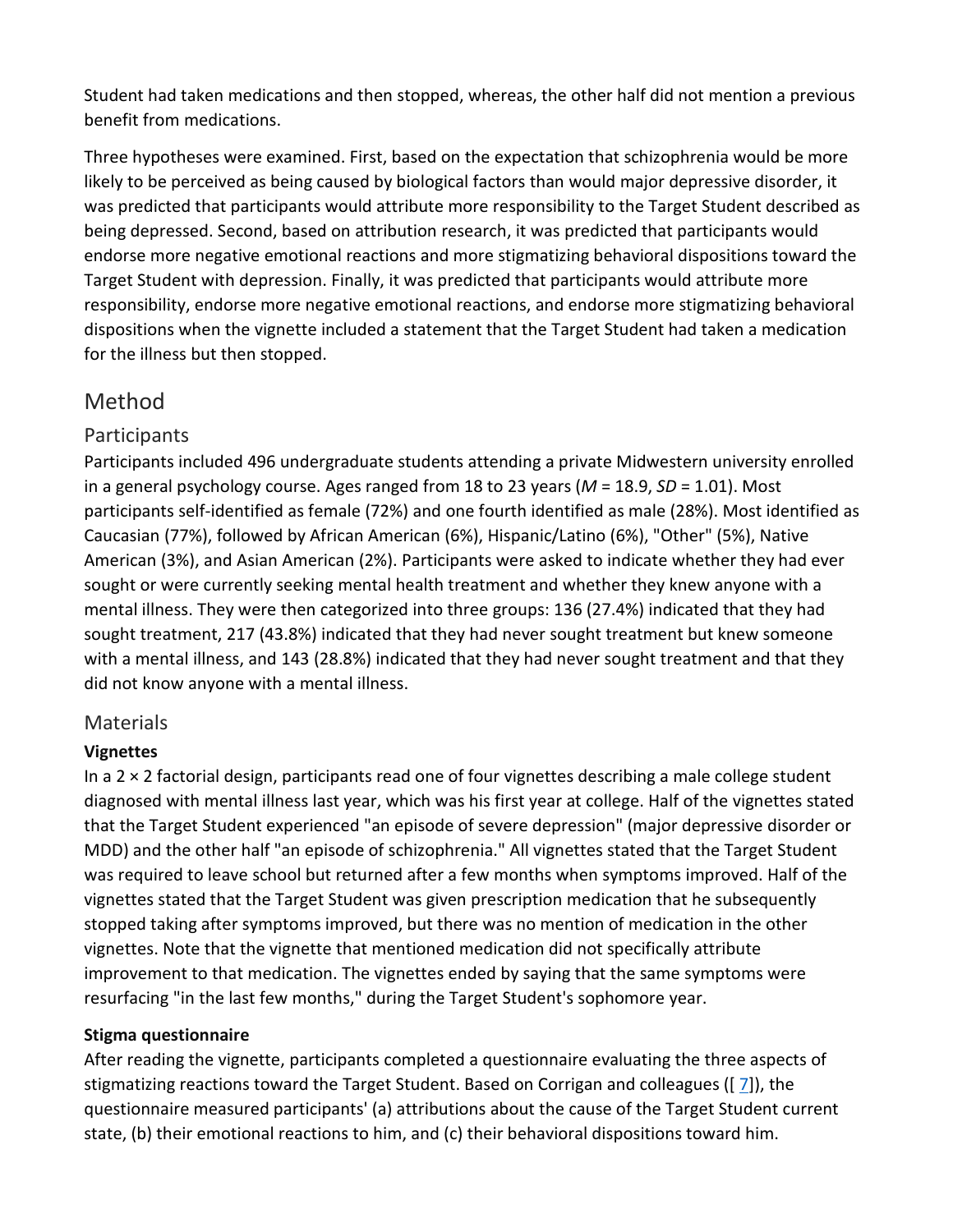Student had taken medications and then stopped, whereas, the other half did not mention a previous benefit from medications.

Three hypotheses were examined. First, based on the expectation that schizophrenia would be more likely to be perceived as being caused by biological factors than would major depressive disorder, it was predicted that participants would attribute more responsibility to the Target Student described as being depressed. Second, based on attribution research, it was predicted that participants would endorse more negative emotional reactions and more stigmatizing behavioral dispositions toward the Target Student with depression. Finally, it was predicted that participants would attribute more responsibility, endorse more negative emotional reactions, and endorse more stigmatizing behavioral dispositions when the vignette included a statement that the Target Student had taken a medication for the illness but then stopped.

## Method

### Participants

Participants included 496 undergraduate students attending a private Midwestern university enrolled in a general psychology course. Ages ranged from 18 to 23 years ($M$ = 18.9, $SD$ = 1.01). Most participants self-identified as female (72%) and one fourth identified as male (28%). Most identified as Caucasian (77%), followed by African American (6%), Hispanic/Latino (6%), "Other" (5%), Native American (3%), and Asian American (2%). Participants were asked to indicate whether they had ever sought or were currently seeking mental health treatment and whether they knew anyone with a mental illness. They were then categorized into three groups: 136 (27.4%) indicated that they had sought treatment, 217 (43.8%) indicated that they had never sought treatment but knew someone with a mental illness, and 143 (28.8%) indicated that they had never sought treatment and that they did not know anyone with a mental illness.

### Materials

#### Vignettes

In a 2 × 2 factorial design, participants read one of four vignettes describing a male college student diagnosed with mental illness last year, which was his first year at college. Half of the vignettes stated that the Target Student experienced "an episode of severe depression" (major depressive disorder or MDD) and the other half "an episode of schizophrenia." All vignettes stated that the Target Student was required to leave school but returned after a few months when symptoms improved. Half of the vignettes stated that the Target Student was given prescription medication that he subsequently stopped taking after symptoms improved, but there was no mention of medication in the other vignettes. Note that the vignette that mentioned medication did not specifically attribute improvement to that medication. The vignettes ended by saying that the same symptoms were resurfacing "in the last few months," during the Target Student's sophomore year.

#### Stigma questionnaire

After reading the vignette, participants completed a questionnaire evaluating the three aspects of stigmatizing reactions toward the Target Student. Based on Corrigan and colleagues ([7]), the questionnaire measured participants' (a) attributions about the cause of the Target Student current state, (b) their emotional reactions to him, and (c) their behavioral dispositions toward him.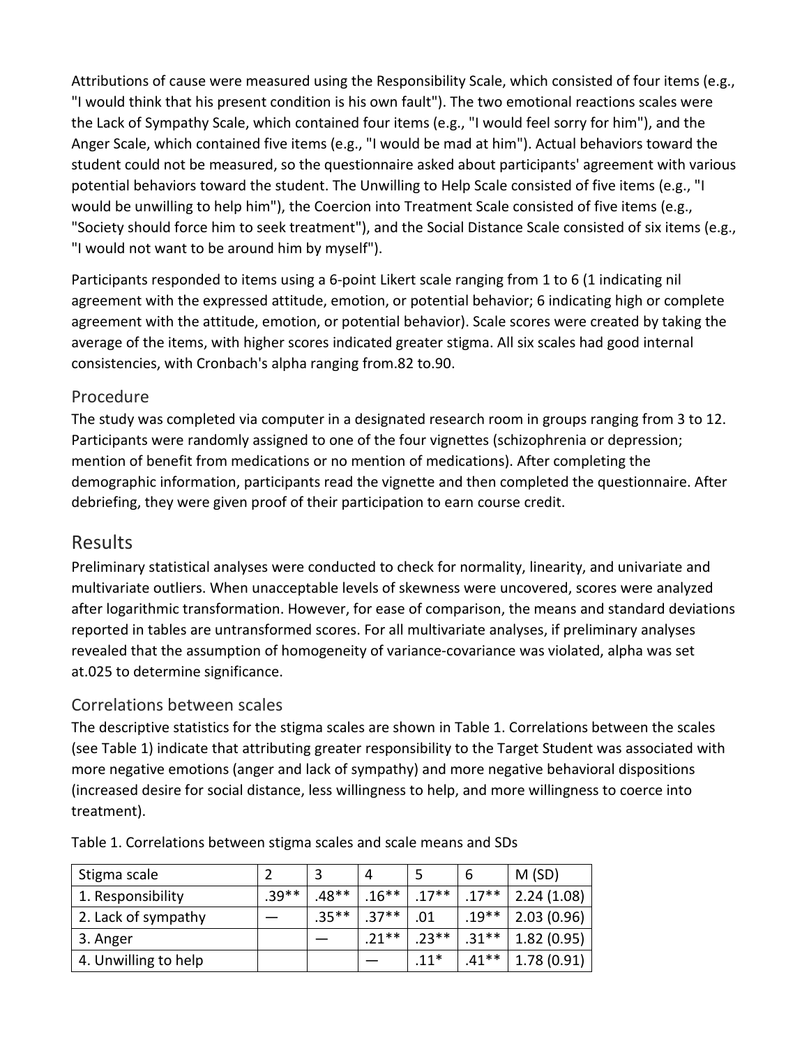Attributions of cause were measured using the Responsibility Scale, which consisted of four items (e.g., "I would think that his present condition is his own fault"). The two emotional reactions scales were the Lack of Sympathy Scale, which contained four items (e.g., "I would feel sorry for him"), and the Anger Scale, which contained five items (e.g., "I would be mad at him"). Actual behaviors toward the student could not be measured, so the questionnaire asked about participants' agreement with various potential behaviors toward the student. The Unwilling to Help Scale consisted of five items (e.g., "I would be unwilling to help him"), the Coercion into Treatment Scale consisted of five items (e.g., "Society should force him to seek treatment"), and the Social Distance Scale consisted of six items (e.g., "I would not want to be around him by myself").

Participants responded to items using a 6-point Likert scale ranging from 1 to 6 (1 indicating nil agreement with the expressed attitude, emotion, or potential behavior; 6 indicating high or complete agreement with the attitude, emotion, or potential behavior). Scale scores were created by taking the average of the items, with higher scores indicated greater stigma. All six scales had good internal consistencies, with Cronbach's alpha ranging from.82 to.90.

## Procedure

The study was completed via computer in a designated research room in groups ranging from 3 to 12. Participants were randomly assigned to one of the four vignettes (schizophrenia or depression; mention of benefit from medications or no mention of medications). After completing the demographic information, participants read the vignette and then completed the questionnaire. After debriefing, they were given proof of their participation to earn course credit.

# Results

Preliminary statistical analyses were conducted to check for normality, linearity, and univariate and multivariate outliers. When unacceptable levels of skewness were uncovered, scores were analyzed after logarithmic transformation. However, for ease of comparison, the means and standard deviations reported in tables are untransformed scores. For all multivariate analyses, if preliminary analyses revealed that the assumption of homogeneity of variance-covariance was violated, alpha was set at.025 to determine significance.

## Correlations between scales

The descriptive statistics for the stigma scales are shown in Table 1. Correlations between the scales (see Table 1) indicate that attributing greater responsibility to the Target Student was associated with more negative emotions (anger and lack of sympathy) and more negative behavioral dispositions (increased desire for social distance, less willingness to help, and more willingness to coerce into treatment).

Table 1. Correlations between stigma scales and scale means and SDs

| Stigma scale | 2 | 3 | 4 | 5 | 6 | M (SD) |
|---|---|---|---|---|---|---|
| 1. Responsibility | .39** | .48** | .16** | .17** | .17** | 2.24 (1.08) |
| 2. Lack of sympathy | — | .35** | .37** | .01 | .19** | 2.03 (0.96) |
| 3. Anger | | — | .21** | .23** | .31** | 1.82 (0.95) |
| 4. Unwilling to help | | | — | .11* | .41** | 1.78 (0.91) |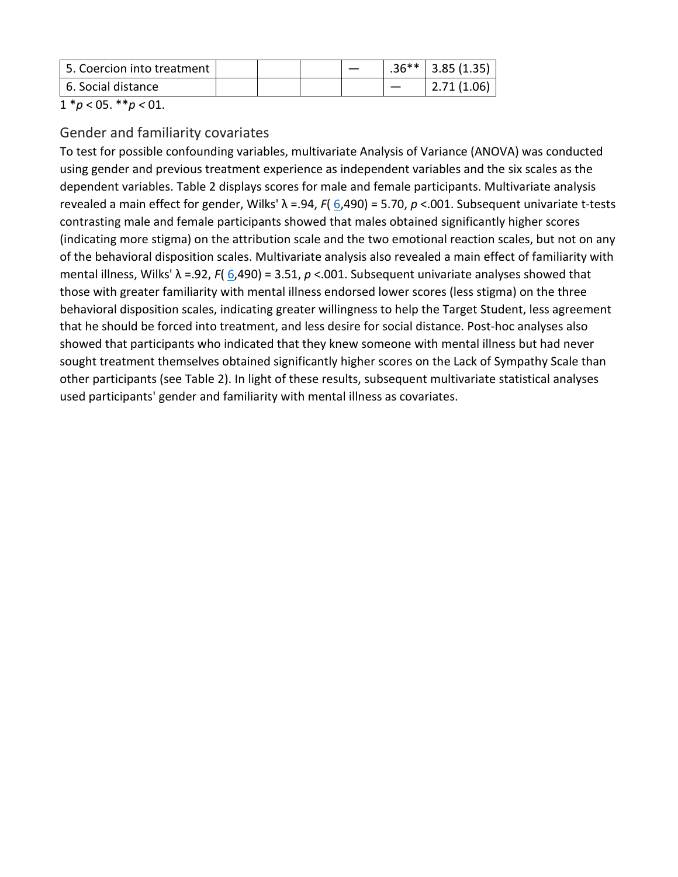| 5. Coercion into treatment | | | | — | .36** | 3.85 (1.35) |
|---|---|---|---|---|---|---|
| 6. Social distance | | | | | — | 2.71 (1.06) |

1 *$p$ < 05. **$p$ < 01.

## Gender and familiarity covariates

To test for possible confounding variables, multivariate Analysis of Variance (ANOVA) was conducted using gender and previous treatment experience as independent variables and the six scales as the dependent variables. Table 2 displays scores for male and female participants. Multivariate analysis revealed a main effect for gender, Wilks' $\lambda$ =.94, $F(6,490) = 5.70$, $p$ <.001. Subsequent univariate t-tests contrasting male and female participants showed that males obtained significantly higher scores (indicating more stigma) on the attribution scale and the two emotional reaction scales, but not on any of the behavioral disposition scales. Multivariate analysis also revealed a main effect of familiarity with mental illness, Wilks' $\lambda$ =.92, $F(6,490) = 3.51$, $p$ <.001. Subsequent univariate analyses showed that those with greater familiarity with mental illness endorsed lower scores (less stigma) on the three behavioral disposition scales, indicating greater willingness to help the Target Student, less agreement that he should be forced into treatment, and less desire for social distance. Post-hoc analyses also showed that participants who indicated that they knew someone with mental illness but had never sought treatment themselves obtained significantly higher scores on the Lack of Sympathy Scale than other participants (see Table 2). In light of these results, subsequent multivariate statistical analyses used participants' gender and familiarity with mental illness as covariates.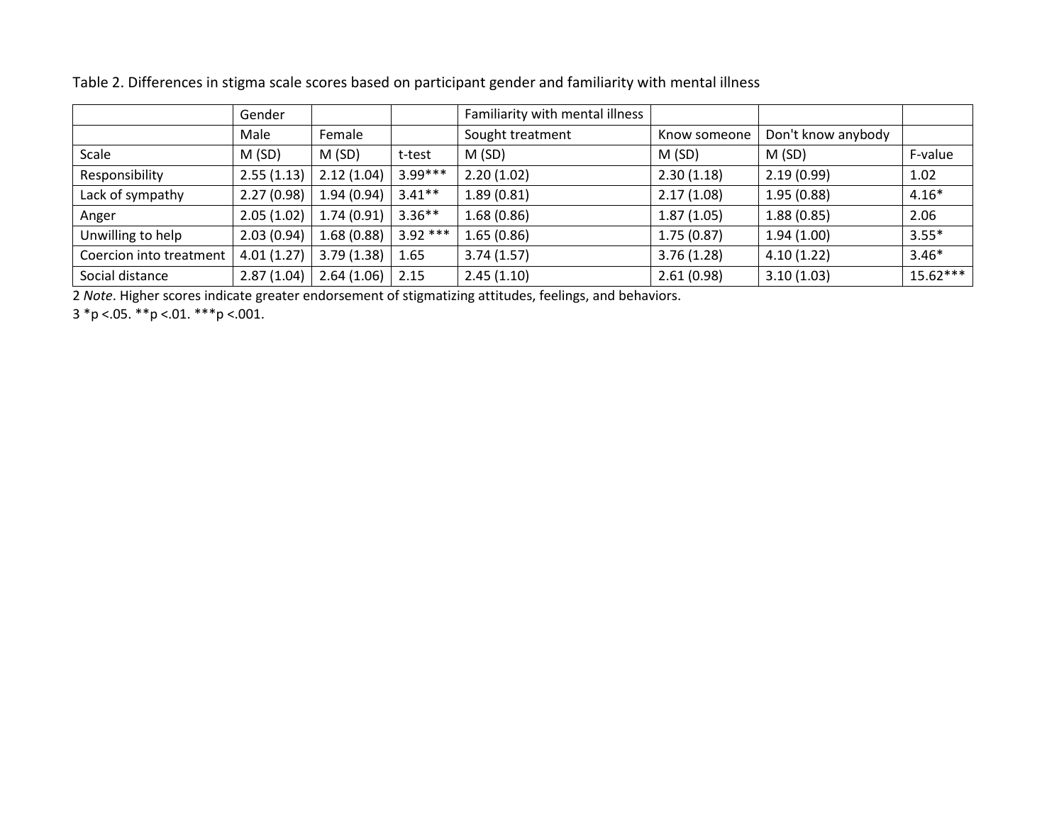Table 2. Differences in stigma scale scores based on participant gender and familiarity with mental illness

| | Gender | | | Familiarity with mental illness | | | |
|---|---|---|---|---|---|---|---|
| | Male | Female | | Sought treatment | Know someone | Don't know anybody | |
| Scale | M (SD) | M (SD) | t-test | M (SD) | M (SD) | M (SD) | F-value |
| Responsibility | 2.55 (1.13) | 2.12 (1.04) | 3.99*** | 2.20 (1.02) | 2.30 (1.18) | 2.19 (0.99) | 1.02 |
| Lack of sympathy | 2.27 (0.98) | 1.94 (0.94) | 3.41** | 1.89 (0.81) | 2.17 (1.08) | 1.95 (0.88) | 4.16* |
| Anger | 2.05 (1.02) | 1.74 (0.91) | 3.36** | 1.68 (0.86) | 1.87 (1.05) | 1.88 (0.85) | 2.06 |
| Unwilling to help | 2.03 (0.94) | 1.68 (0.88) | 3.92 *** | 1.65 (0.86) | 1.75 (0.87) | 1.94 (1.00) | 3.55* |
| Coercion into treatment | 4.01 (1.27) | 3.79 (1.38) | 1.65 | 3.74 (1.57) | 3.76 (1.28) | 4.10 (1.22) | 3.46* |
| Social distance | 2.87 (1.04) | 2.64 (1.06) | 2.15 | 2.45 (1.10) | 2.61 (0.98) | 3.10 (1.03) | 15.62*** |

2 *Note*. Higher scores indicate greater endorsement of stigmatizing attitudes, feelings, and behaviors.

3 *p <.05. **p <.01. ***p <.001.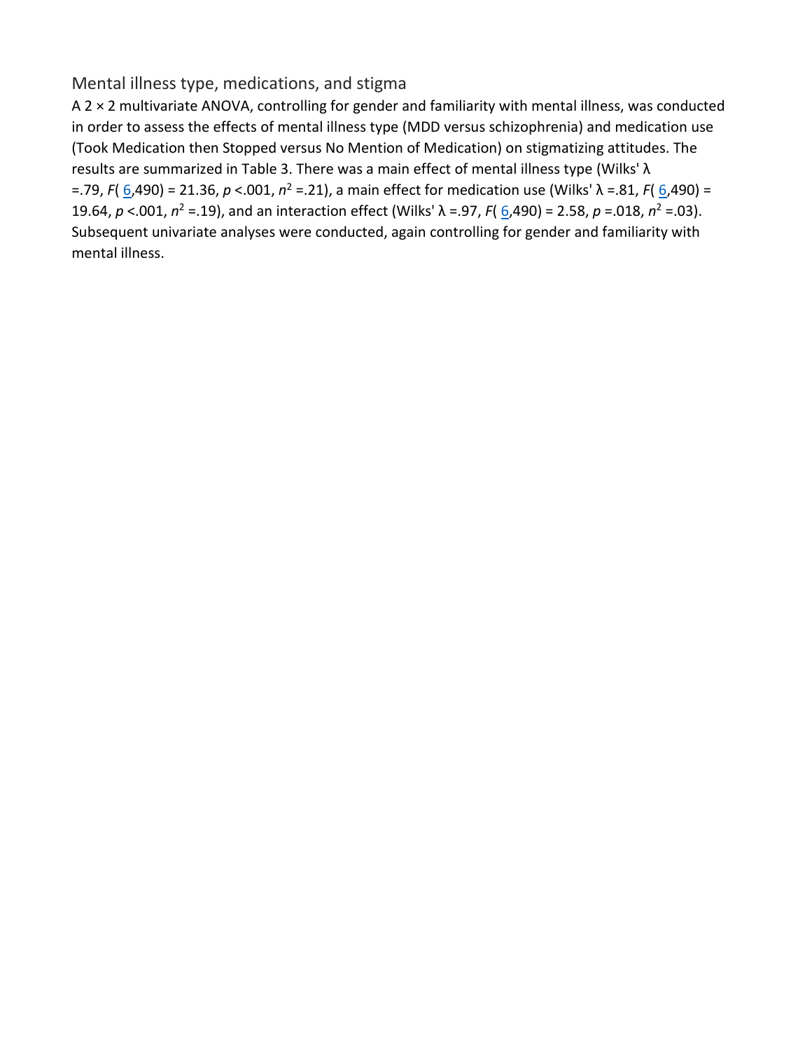## Mental illness type, medications, and stigma

A 2 × 2 multivariate ANOVA, controlling for gender and familiarity with mental illness, was conducted in order to assess the effects of mental illness type (MDD versus schizophrenia) and medication use (Took Medication then Stopped versus No Mention of Medication) on stigmatizing attitudes. The results are summarized in Table 3. There was a main effect of mental illness type (Wilks' λ =.79, $F(6,490) = 21.36$, $p <.001$, $n^2 =.21$), a main effect for medication use (Wilks' λ =.81, $F(6,490) = 19.64$, $p <.001$, $n^2 =.19$), and an interaction effect (Wilks' λ =.97, $F(6,490) = 2.58$, $p =.018$, $n^2 =.03$). Subsequent univariate analyses were conducted, again controlling for gender and familiarity with mental illness.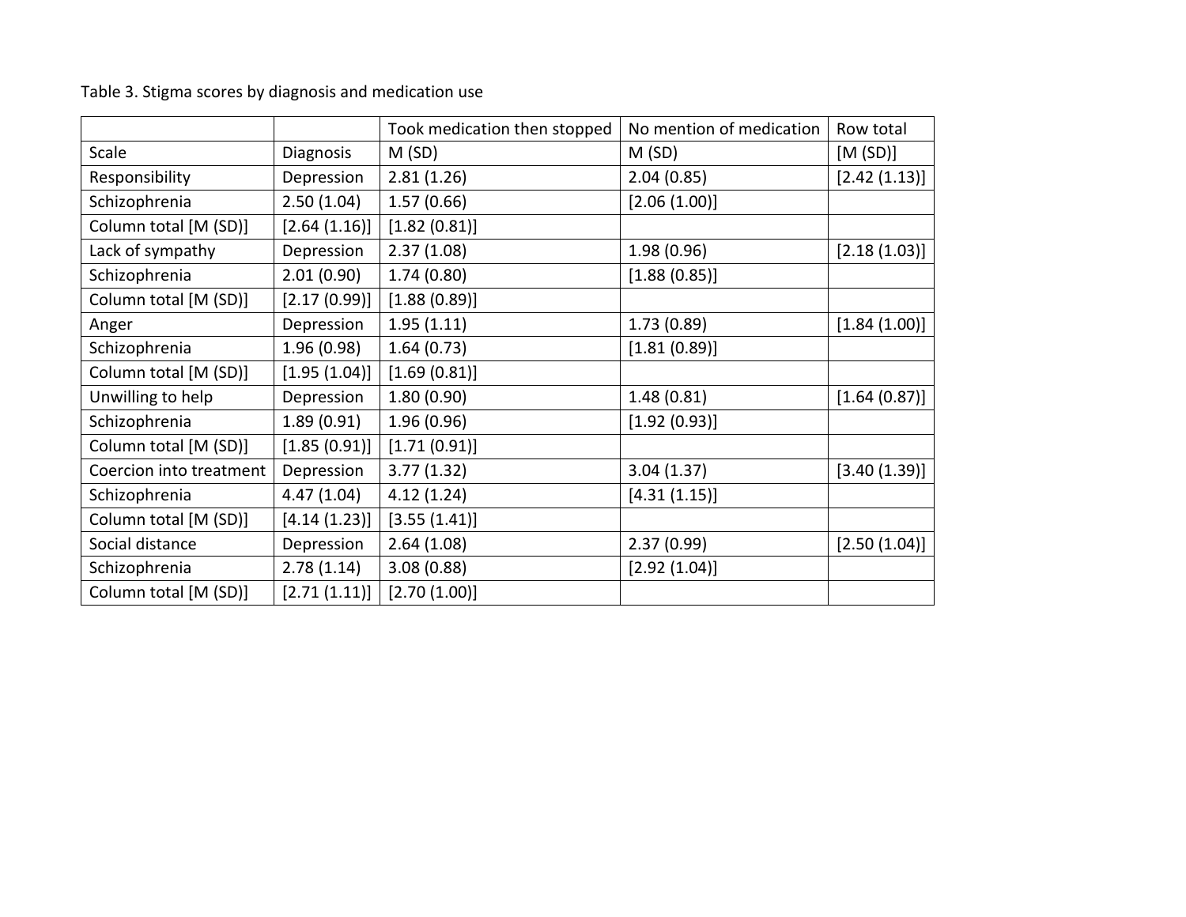Table 3. Stigma scores by diagnosis and medication use

| | | Took medication then stopped | No mention of medication | Row total |
|---|---|---|---|---|
| Scale | Diagnosis | M (SD) | M (SD) | [M (SD)] |
| Responsibility | Depression | 2.81 (1.26) | 2.04 (0.85) | [2.42 (1.13)] |
| Schizophrenia | 2.50 (1.04) | 1.57 (0.66) | [2.06 (1.00)] | |
| Column total [M (SD)] | [2.64 (1.16)] | [1.82 (0.81)] | | |
| Lack of sympathy | Depression | 2.37 (1.08) | 1.98 (0.96) | [2.18 (1.03)] |
| Schizophrenia | 2.01 (0.90) | 1.74 (0.80) | [1.88 (0.85)] | |
| Column total [M (SD)] | [2.17 (0.99)] | [1.88 (0.89)] | | |
| Anger | Depression | 1.95 (1.11) | 1.73 (0.89) | [1.84 (1.00)] |
| Schizophrenia | 1.96 (0.98) | 1.64 (0.73) | [1.81 (0.89)] | |
| Column total [M (SD)] | [1.95 (1.04)] | [1.69 (0.81)] | | |
| Unwilling to help | Depression | 1.80 (0.90) | 1.48 (0.81) | [1.64 (0.87)] |
| Schizophrenia | 1.89 (0.91) | 1.96 (0.96) | [1.92 (0.93)] | |
| Column total [M (SD)] | [1.85 (0.91)] | [1.71 (0.91)] | | |
| Coercion into treatment | Depression | 3.77 (1.32) | 3.04 (1.37) | [3.40 (1.39)] |
| Schizophrenia | 4.47 (1.04) | 4.12 (1.24) | [4.31 (1.15)] | |
| Column total [M (SD)] | [4.14 (1.23)] | [3.55 (1.41)] | | |
| Social distance | Depression | 2.64 (1.08) | 2.37 (0.99) | [2.50 (1.04)] |
| Schizophrenia | 2.78 (1.14) | 3.08 (0.88) | [2.92 (1.04)] | |
| Column total [M (SD)] | [2.71 (1.11)] | [2.70 (1.00)] | | |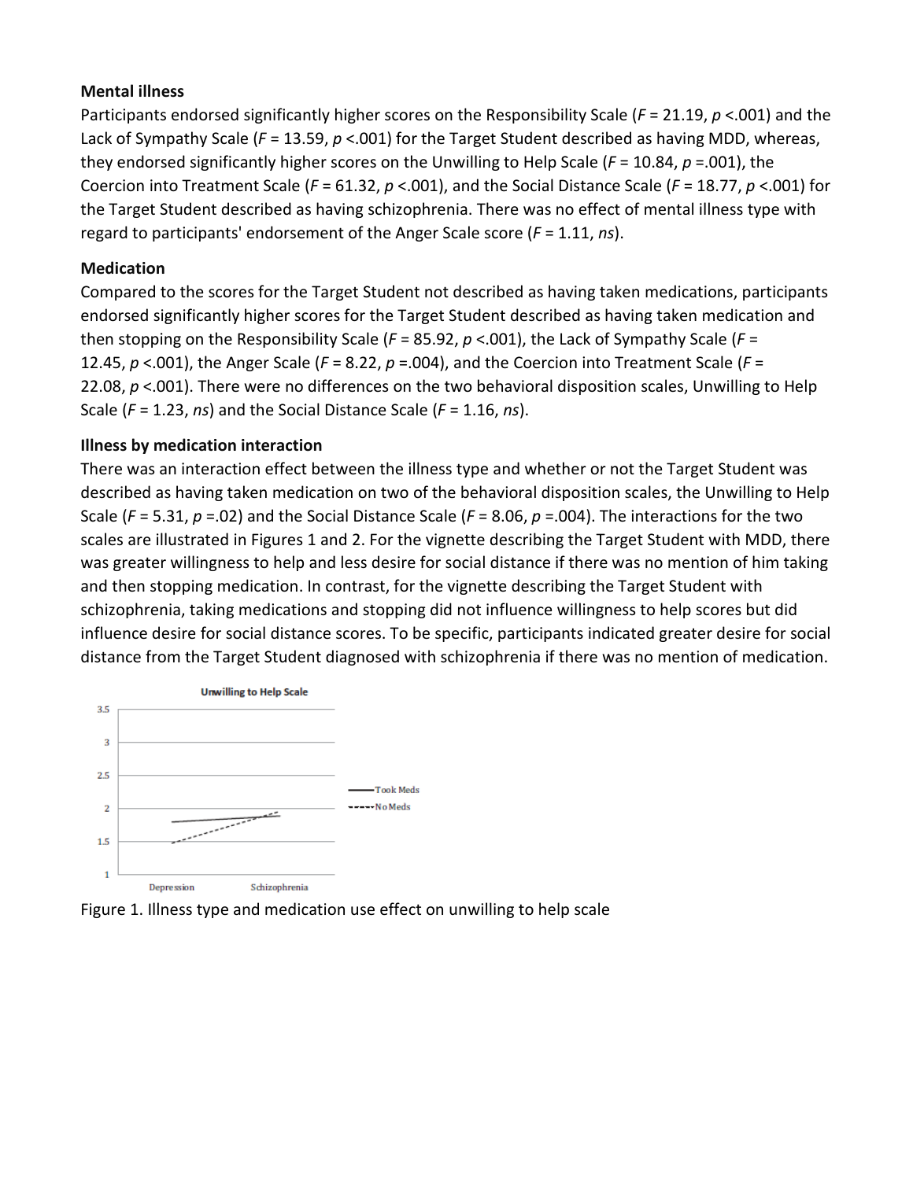**Mental illness**

Participants endorsed significantly higher scores on the Responsibility Scale ($F = 21.19$, $p < .001$) and the Lack of Sympathy Scale ($F = 13.59$, $p < .001$) for the Target Student described as having MDD, whereas, they endorsed significantly higher scores on the Unwilling to Help Scale ($F = 10.84$, $p = .001$), the Coercion into Treatment Scale ($F = 61.32$, $p < .001$), and the Social Distance Scale ($F = 18.77$, $p < .001$) for the Target Student described as having schizophrenia. There was no effect of mental illness type with regard to participants' endorsement of the Anger Scale score ($F = 1.11$, *ns*).

**Medication**

Compared to the scores for the Target Student not described as having taken medications, participants endorsed significantly higher scores for the Target Student described as having taken medication and then stopping on the Responsibility Scale ($F = 85.92$, $p < .001$), the Lack of Sympathy Scale ($F = 12.45$, $p < .001$), the Anger Scale ($F = 8.22$, $p = .004$), and the Coercion into Treatment Scale ($F = 22.08$, $p < .001$). There were no differences on the two behavioral disposition scales, Unwilling to Help Scale ($F = 1.23$, *ns*) and the Social Distance Scale ($F = 1.16$, *ns*).

**Illness by medication interaction**

There was an interaction effect between the illness type and whether or not the Target Student was described as having taken medication on two of the behavioral disposition scales, the Unwilling to Help Scale ($F = 5.31$, $p = .02$) and the Social Distance Scale ($F = 8.06$, $p = .004$). The interactions for the two scales are illustrated in Figures 1 and 2. For the vignette describing the Target Student with MDD, there was greater willingness to help and less desire for social distance if there was no mention of him taking and then stopping medication. In contrast, for the vignette describing the Target Student with schizophrenia, taking medications and stopping did not influence willingness to help scores but did influence desire for social distance scores. To be specific, participants indicated greater desire for social distance from the Target Student diagnosed with schizophrenia if there was no mention of medication.

Figure 1. Illness type and medication use effect on unwilling to help scale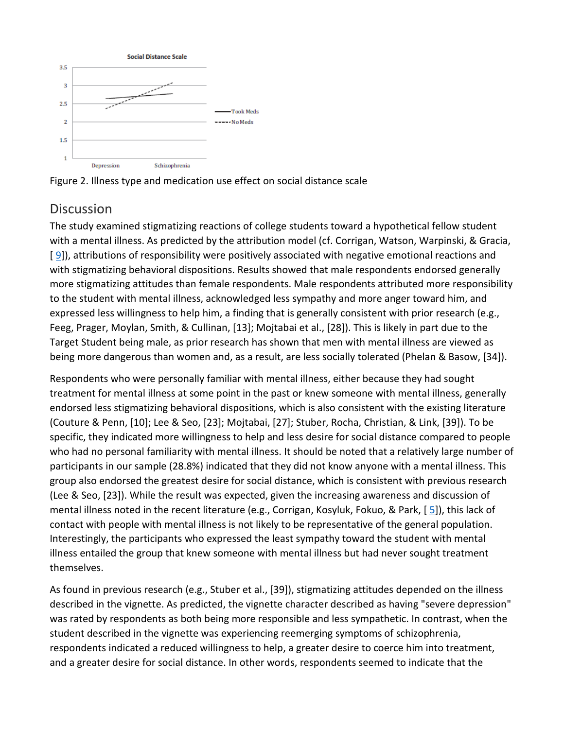Figure 2. Illness type and medication use effect on social distance scale

## Discussion

The study examined stigmatizing reactions of college students toward a hypothetical fellow student with a mental illness. As predicted by the attribution model (cf. Corrigan, Watson, Warpinski, & Gracia, [ 9]), attributions of responsibility were positively associated with negative emotional reactions and with stigmatizing behavioral dispositions. Results showed that male respondents endorsed generally more stigmatizing attitudes than female respondents. Male respondents attributed more responsibility to the student with mental illness, acknowledged less sympathy and more anger toward him, and expressed less willingness to help him, a finding that is generally consistent with prior research (e.g., Feeg, Prager, Moylan, Smith, & Cullinan, [13]; Mojtabai et al., [28]). This is likely in part due to the Target Student being male, as prior research has shown that men with mental illness are viewed as being more dangerous than women and, as a result, are less socially tolerated (Phelan & Basow, [34]).

Respondents who were personally familiar with mental illness, either because they had sought treatment for mental illness at some point in the past or knew someone with mental illness, generally endorsed less stigmatizing behavioral dispositions, which is also consistent with the existing literature (Couture & Penn, [10]; Lee & Seo, [23]; Mojtabai, [27]; Stuber, Rocha, Christian, & Link, [39]). To be specific, they indicated more willingness to help and less desire for social distance compared to people who had no personal familiarity with mental illness. It should be noted that a relatively large number of participants in our sample (28.8%) indicated that they did not know anyone with a mental illness. This group also endorsed the greatest desire for social distance, which is consistent with previous research (Lee & Seo, [23]). While the result was expected, given the increasing awareness and discussion of mental illness noted in the recent literature (e.g., Corrigan, Kosyluk, Fokuo, & Park, [ 5]), this lack of contact with people with mental illness is not likely to be representative of the general population. Interestingly, the participants who expressed the least sympathy toward the student with mental illness entailed the group that knew someone with mental illness but had never sought treatment themselves.

As found in previous research (e.g., Stuber et al., [39]), stigmatizing attitudes depended on the illness described in the vignette. As predicted, the vignette character described as having "severe depression" was rated by respondents as both being more responsible and less sympathetic. In contrast, when the student described in the vignette was experiencing reemerging symptoms of schizophrenia, respondents indicated a reduced willingness to help, a greater desire to coerce him into treatment, and a greater desire for social distance. In other words, respondents seemed to indicate that the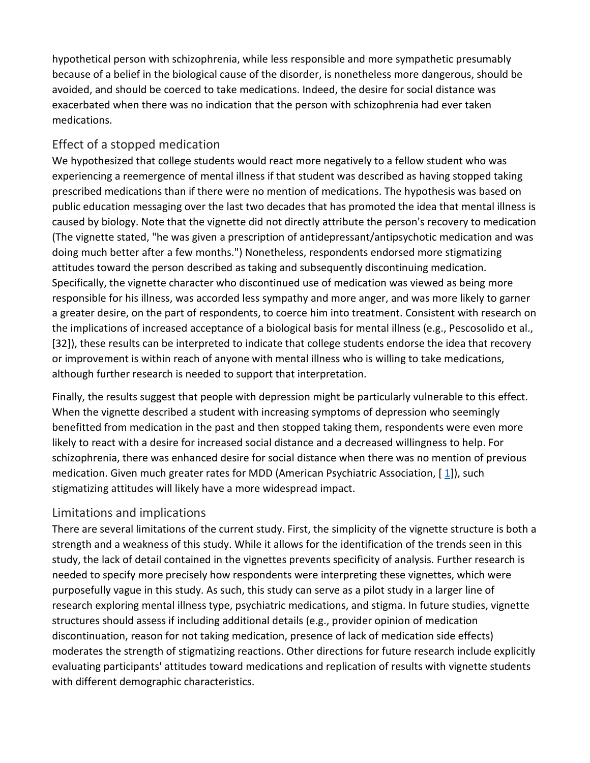hypothetical person with schizophrenia, while less responsible and more sympathetic presumably because of a belief in the biological cause of the disorder, is nonetheless more dangerous, should be avoided, and should be coerced to take medications. Indeed, the desire for social distance was exacerbated when there was no indication that the person with schizophrenia had ever taken medications.

## Effect of a stopped medication

We hypothesized that college students would react more negatively to a fellow student who was experiencing a reemergence of mental illness if that student was described as having stopped taking prescribed medications than if there were no mention of medications. The hypothesis was based on public education messaging over the last two decades that has promoted the idea that mental illness is caused by biology. Note that the vignette did not directly attribute the person's recovery to medication (The vignette stated, "he was given a prescription of antidepressant/antipsychotic medication and was doing much better after a few months.") Nonetheless, respondents endorsed more stigmatizing attitudes toward the person described as taking and subsequently discontinuing medication. Specifically, the vignette character who discontinued use of medication was viewed as being more responsible for his illness, was accorded less sympathy and more anger, and was more likely to garner a greater desire, on the part of respondents, to coerce him into treatment. Consistent with research on the implications of increased acceptance of a biological basis for mental illness (e.g., Pescosolido et al., [32]), these results can be interpreted to indicate that college students endorse the idea that recovery or improvement is within reach of anyone with mental illness who is willing to take medications, although further research is needed to support that interpretation.

Finally, the results suggest that people with depression might be particularly vulnerable to this effect. When the vignette described a student with increasing symptoms of depression who seemingly benefitted from medication in the past and then stopped taking them, respondents were even more likely to react with a desire for increased social distance and a decreased willingness to help. For schizophrenia, there was enhanced desire for social distance when there was no mention of previous medication. Given much greater rates for MDD (American Psychiatric Association, [ 1]), such stigmatizing attitudes will likely have a more widespread impact.

## Limitations and implications

There are several limitations of the current study. First, the simplicity of the vignette structure is both a strength and a weakness of this study. While it allows for the identification of the trends seen in this study, the lack of detail contained in the vignettes prevents specificity of analysis. Further research is needed to specify more precisely how respondents were interpreting these vignettes, which were purposefully vague in this study. As such, this study can serve as a pilot study in a larger line of research exploring mental illness type, psychiatric medications, and stigma. In future studies, vignette structures should assess if including additional details (e.g., provider opinion of medication discontinuation, reason for not taking medication, presence of lack of medication side effects) moderates the strength of stigmatizing reactions. Other directions for future research include explicitly evaluating participants' attitudes toward medications and replication of results with vignette students with different demographic characteristics.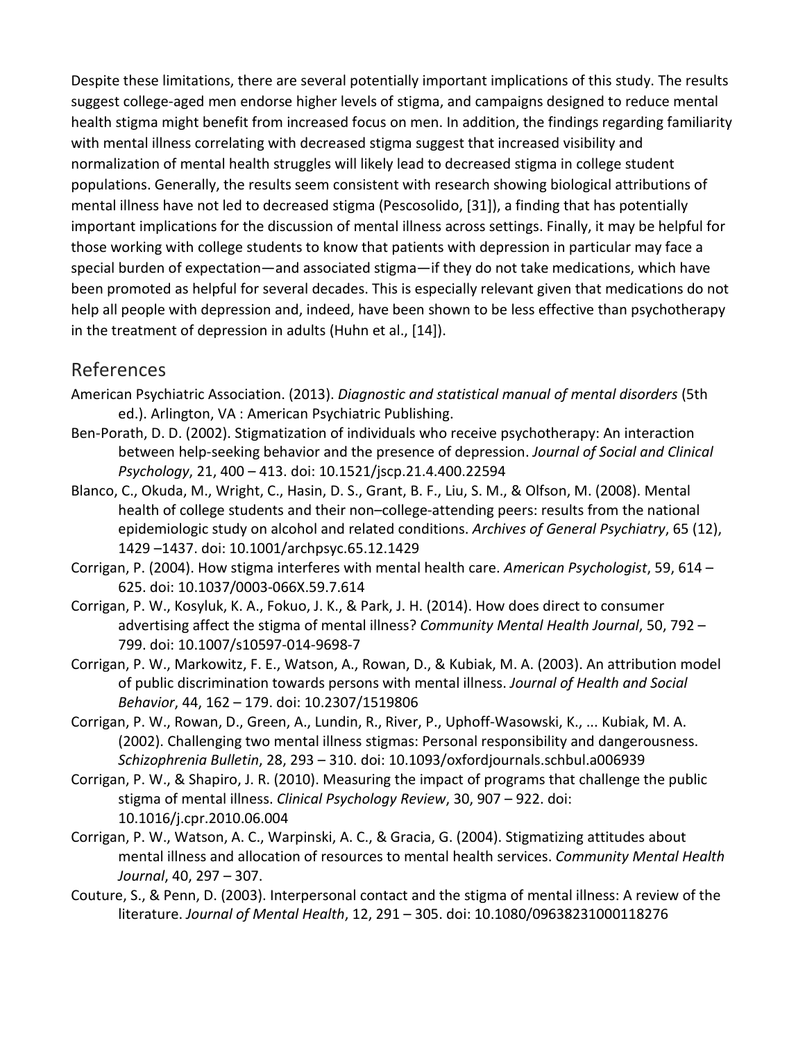Despite these limitations, there are several potentially important implications of this study. The results suggest college-aged men endorse higher levels of stigma, and campaigns designed to reduce mental health stigma might benefit from increased focus on men. In addition, the findings regarding familiarity with mental illness correlating with decreased stigma suggest that increased visibility and normalization of mental health struggles will likely lead to decreased stigma in college student populations. Generally, the results seem consistent with research showing biological attributions of mental illness have not led to decreased stigma (Pescosolido, [31]), a finding that has potentially important implications for the discussion of mental illness across settings. Finally, it may be helpful for those working with college students to know that patients with depression in particular may face a special burden of expectation—and associated stigma—if they do not take medications, which have been promoted as helpful for several decades. This is especially relevant given that medications do not help all people with depression and, indeed, have been shown to be less effective than psychotherapy in the treatment of depression in adults (Huhn et al., [14]).

## References

American Psychiatric Association. (2013). *Diagnostic and statistical manual of mental disorders* (5th ed.). Arlington, VA : American Psychiatric Publishing.

Ben-Porath, D. D. (2002). Stigmatization of individuals who receive psychotherapy: An interaction between help-seeking behavior and the presence of depression. *Journal of Social and Clinical Psychology*, 21, 400 – 413. doi: 10.1521/jscp.21.4.400.22594

Blanco, C., Okuda, M., Wright, C., Hasin, D. S., Grant, B. F., Liu, S. M., & Olfson, M. (2008). Mental health of college students and their non–college-attending peers: results from the national epidemiologic study on alcohol and related conditions. *Archives of General Psychiatry*, 65 (12), 1429 –1437. doi: 10.1001/archpsyc.65.12.1429

Corrigan, P. (2004). How stigma interferes with mental health care. *American Psychologist*, 59, 614 – 625. doi: 10.1037/0003-066X.59.7.614

Corrigan, P. W., Kosyluk, K. A., Fokuo, J. K., & Park, J. H. (2014). How does direct to consumer advertising affect the stigma of mental illness? *Community Mental Health Journal*, 50, 792 – 799. doi: 10.1007/s10597-014-9698-7

Corrigan, P. W., Markowitz, F. E., Watson, A., Rowan, D., & Kubiak, M. A. (2003). An attribution model of public discrimination towards persons with mental illness. *Journal of Health and Social Behavior*, 44, 162 – 179. doi: 10.2307/1519806

Corrigan, P. W., Rowan, D., Green, A., Lundin, R., River, P., Uphoff-Wasowski, K., ... Kubiak, M. A. (2002). Challenging two mental illness stigmas: Personal responsibility and dangerousness. *Schizophrenia Bulletin*, 28, 293 – 310. doi: 10.1093/oxfordjournals.schbul.a006939

Corrigan, P. W., & Shapiro, J. R. (2010). Measuring the impact of programs that challenge the public stigma of mental illness. *Clinical Psychology Review*, 30, 907 – 922. doi: 10.1016/j.cpr.2010.06.004

Corrigan, P. W., Watson, A. C., Warpinski, A. C., & Gracia, G. (2004). Stigmatizing attitudes about mental illness and allocation of resources to mental health services. *Community Mental Health Journal*, 40, 297 – 307.

Couture, S., & Penn, D. (2003). Interpersonal contact and the stigma of mental illness: A review of the literature. *Journal of Mental Health*, 12, 291 – 305. doi: 10.1080/09638231000118276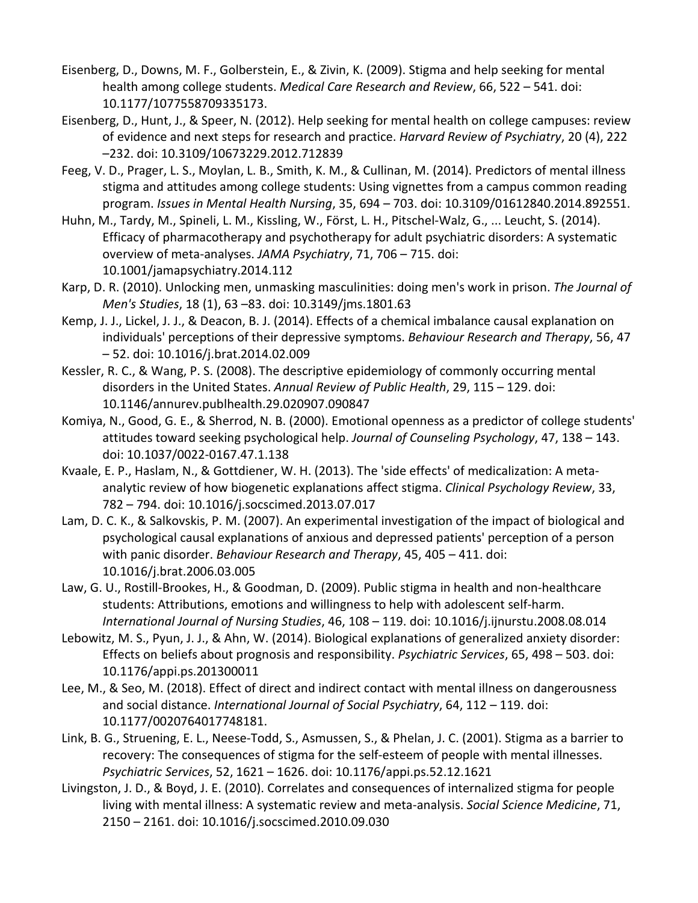Eisenberg, D., Downs, M. F., Golberstein, E., & Zivin, K. (2009). Stigma and help seeking for mental health among college students. *Medical Care Research and Review*, 66, 522 – 541. doi: 10.1177/1077558709335173.

Eisenberg, D., Hunt, J., & Speer, N. (2012). Help seeking for mental health on college campuses: review of evidence and next steps for research and practice. *Harvard Review of Psychiatry*, 20 (4), 222 –232. doi: 10.3109/10673229.2012.712839

Feeg, V. D., Prager, L. S., Moylan, L. B., Smith, K. M., & Cullinan, M. (2014). Predictors of mental illness stigma and attitudes among college students: Using vignettes from a campus common reading program. *Issues in Mental Health Nursing*, 35, 694 – 703. doi: 10.3109/01612840.2014.892551.

Huhn, M., Tardy, M., Spineli, L. M., Kissling, W., Först, L. H., Pitschel-Walz, G., ... Leucht, S. (2014). Efficacy of pharmacotherapy and psychotherapy for adult psychiatric disorders: A systematic overview of meta-analyses. *JAMA Psychiatry*, 71, 706 – 715. doi: 10.1001/jamapsychiatry.2014.112

Karp, D. R. (2010). Unlocking men, unmasking masculinities: doing men's work in prison. *The Journal of Men's Studies*, 18 (1), 63 –83. doi: 10.3149/jms.1801.63

Kemp, J. J., Lickel, J. J., & Deacon, B. J. (2014). Effects of a chemical imbalance causal explanation on individuals' perceptions of their depressive symptoms. *Behaviour Research and Therapy*, 56, 47 – 52. doi: 10.1016/j.brat.2014.02.009

Kessler, R. C., & Wang, P. S. (2008). The descriptive epidemiology of commonly occurring mental disorders in the United States. *Annual Review of Public Health*, 29, 115 – 129. doi: 10.1146/annurev.publhealth.29.020907.090847

Komiya, N., Good, G. E., & Sherrod, N. B. (2000). Emotional openness as a predictor of college students' attitudes toward seeking psychological help. *Journal of Counseling Psychology*, 47, 138 – 143. doi: 10.1037/0022-0167.47.1.138

Kvaale, E. P., Haslam, N., & Gottdiener, W. H. (2013). The 'side effects' of medicalization: A meta-analytic review of how biogenetic explanations affect stigma. *Clinical Psychology Review*, 33, 782 – 794. doi: 10.1016/j.socscimed.2013.07.017

Lam, D. C. K., & Salkovskis, P. M. (2007). An experimental investigation of the impact of biological and psychological causal explanations of anxious and depressed patients' perception of a person with panic disorder. *Behaviour Research and Therapy*, 45, 405 – 411. doi: 10.1016/j.brat.2006.03.005

Law, G. U., Rostill-Brookes, H., & Goodman, D. (2009). Public stigma in health and non-healthcare students: Attributions, emotions and willingness to help with adolescent self-harm. *International Journal of Nursing Studies*, 46, 108 – 119. doi: 10.1016/j.ijnurstu.2008.08.014

Lebowitz, M. S., Pyun, J. J., & Ahn, W. (2014). Biological explanations of generalized anxiety disorder: Effects on beliefs about prognosis and responsibility. *Psychiatric Services*, 65, 498 – 503. doi: 10.1176/appi.ps.201300011

Lee, M., & Seo, M. (2018). Effect of direct and indirect contact with mental illness on dangerousness and social distance. *International Journal of Social Psychiatry*, 64, 112 – 119. doi: 10.1177/0020764017748181.

Link, B. G., Struening, E. L., Neese-Todd, S., Asmussen, S., & Phelan, J. C. (2001). Stigma as a barrier to recovery: The consequences of stigma for the self-esteem of people with mental illnesses. *Psychiatric Services*, 52, 1621 – 1626. doi: 10.1176/appi.ps.52.12.1621

Livingston, J. D., & Boyd, J. E. (2010). Correlates and consequences of internalized stigma for people living with mental illness: A systematic review and meta-analysis. *Social Science Medicine*, 71, 2150 – 2161. doi: 10.1016/j.socscimed.2010.09.030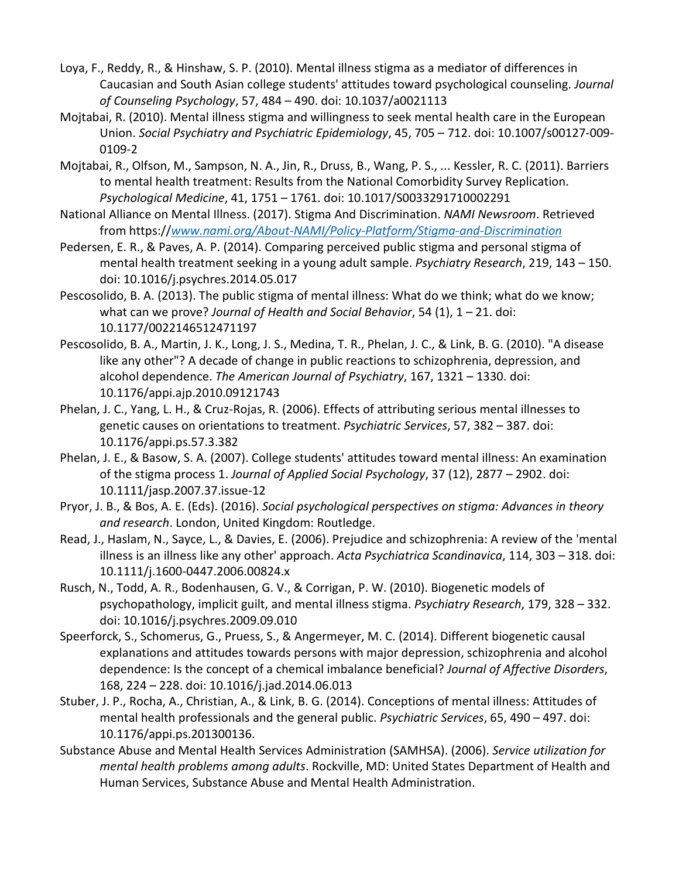Loya, F., Reddy, R., & Hinshaw, S. P. (2010). Mental illness stigma as a mediator of differences in Caucasian and South Asian college students' attitudes toward psychological counseling. *Journal of Counseling Psychology*, 57, 484 – 490. doi: 10.1037/a0021113

Mojtabai, R. (2010). Mental illness stigma and willingness to seek mental health care in the European Union. *Social Psychiatry and Psychiatric Epidemiology*, 45, 705 – 712. doi: 10.1007/s00127-009-0109-2

Mojtabai, R., Olfson, M., Sampson, N. A., Jin, R., Druss, B., Wang, P. S., ... Kessler, R. C. (2011). Barriers to mental health treatment: Results from the National Comorbidity Survey Replication. *Psychological Medicine*, 41, 1751 – 1761. doi: 10.1017/S0033291710002291

National Alliance on Mental Illness. (2017). Stigma And Discrimination. *NAMI Newsroom*. Retrieved from https://www.nami.org/About-NAMI/Policy-Platform/Stigma-and-Discrimination

Pedersen, E. R., & Paves, A. P. (2014). Comparing perceived public stigma and personal stigma of mental health treatment seeking in a young adult sample. *Psychiatry Research*, 219, 143 – 150. doi: 10.1016/j.psychres.2014.05.017

Pescosolido, B. A. (2013). The public stigma of mental illness: What do we think; what do we know; what can we prove? *Journal of Health and Social Behavior*, 54 (1), 1 – 21. doi: 10.1177/0022146512471197

Pescosolido, B. A., Martin, J. K., Long, J. S., Medina, T. R., Phelan, J. C., & Link, B. G. (2010). "A disease like any other"? A decade of change in public reactions to schizophrenia, depression, and alcohol dependence. *The American Journal of Psychiatry*, 167, 1321 – 1330. doi: 10.1176/appi.ajp.2010.09121743

Phelan, J. C., Yang, L. H., & Cruz-Rojas, R. (2006). Effects of attributing serious mental illnesses to genetic causes on orientations to treatment. *Psychiatric Services*, 57, 382 – 387. doi: 10.1176/appi.ps.57.3.382

Phelan, J. E., & Basow, S. A. (2007). College students' attitudes toward mental illness: An examination of the stigma process 1. *Journal of Applied Social Psychology*, 37 (12), 2877 – 2902. doi: 10.1111/jasp.2007.37.issue-12

Pryor, J. B., & Bos, A. E. (Eds). (2016). *Social psychological perspectives on stigma: Advances in theory and research*. London, United Kingdom: Routledge.

Read, J., Haslam, N., Sayce, L., & Davies, E. (2006). Prejudice and schizophrenia: A review of the 'mental illness is an illness like any other' approach. *Acta Psychiatrica Scandinavica*, 114, 303 – 318. doi: 10.1111/j.1600-0447.2006.00824.x

Rusch, N., Todd, A. R., Bodenhausen, G. V., & Corrigan, P. W. (2010). Biogenetic models of psychopathology, implicit guilt, and mental illness stigma. *Psychiatry Research*, 179, 328 – 332. doi: 10.1016/j.psychres.2009.09.010

Speerforck, S., Schomerus, G., Pruess, S., & Angermeyer, M. C. (2014). Different biogenetic causal explanations and attitudes towards persons with major depression, schizophrenia and alcohol dependence: Is the concept of a chemical imbalance beneficial? *Journal of Affective Disorders*, 168, 224 – 228. doi: 10.1016/j.jad.2014.06.013

Stuber, J. P., Rocha, A., Christian, A., & Link, B. G. (2014). Conceptions of mental illness: Attitudes of mental health professionals and the general public. *Psychiatric Services*, 65, 490 – 497. doi: 10.1176/appi.ps.201300136.

Substance Abuse and Mental Health Services Administration (SAMHSA). (2006). *Service utilization for mental health problems among adults*. Rockville, MD: United States Department of Health and Human Services, Substance Abuse and Mental Health Administration.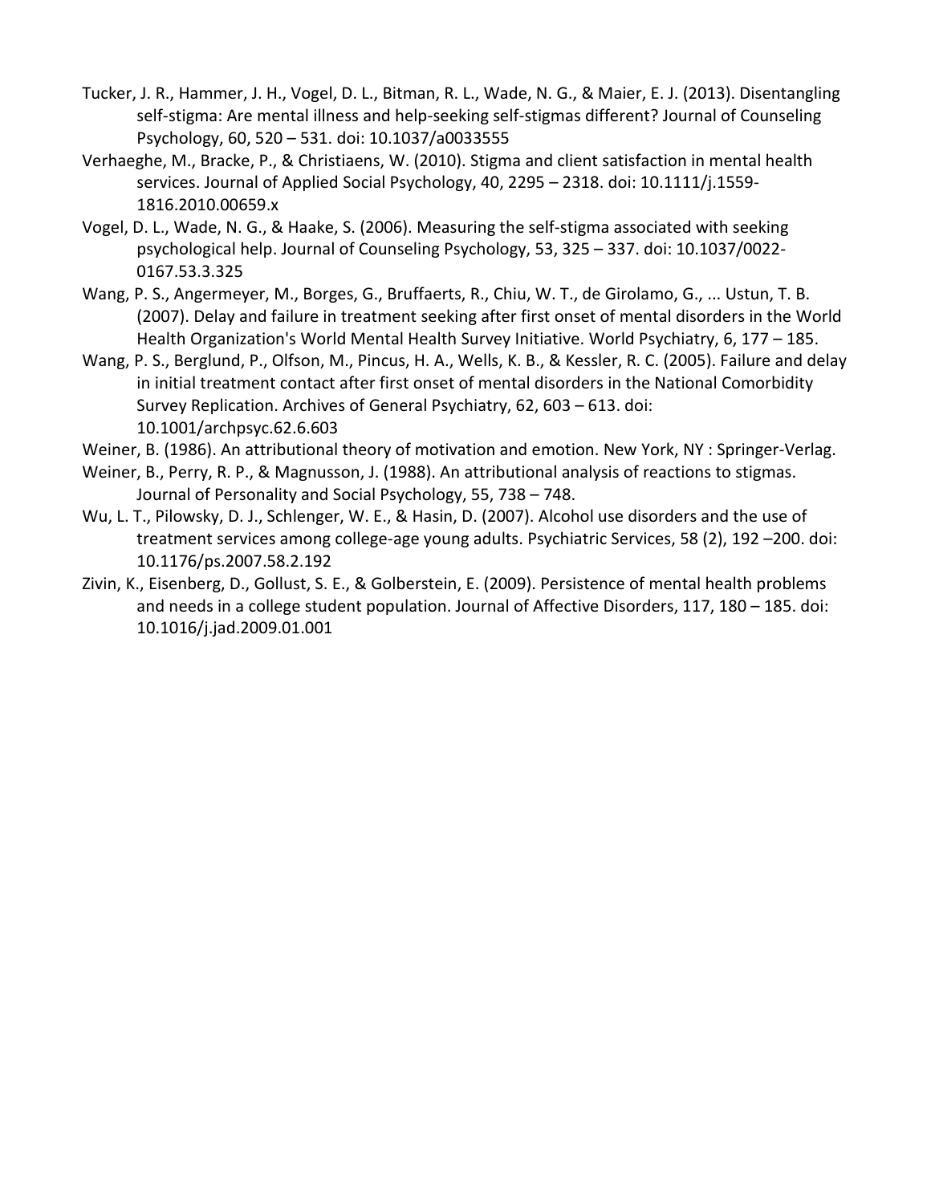Tucker, J. R., Hammer, J. H., Vogel, D. L., Bitman, R. L., Wade, N. G., & Maier, E. J. (2013). Disentangling self-stigma: Are mental illness and help-seeking self-stigmas different? Journal of Counseling Psychology, 60, 520 – 531. doi: 10.1037/a0033555

Verhaeghe, M., Bracke, P., & Christiaens, W. (2010). Stigma and client satisfaction in mental health services. Journal of Applied Social Psychology, 40, 2295 – 2318. doi: 10.1111/j.1559-1816.2010.00659.x

Vogel, D. L., Wade, N. G., & Haake, S. (2006). Measuring the self-stigma associated with seeking psychological help. Journal of Counseling Psychology, 53, 325 – 337. doi: 10.1037/0022-0167.53.3.325

Wang, P. S., Angermeyer, M., Borges, G., Bruffaerts, R., Chiu, W. T., de Girolamo, G., ... Ustun, T. B. (2007). Delay and failure in treatment seeking after first onset of mental disorders in the World Health Organization's World Mental Health Survey Initiative. World Psychiatry, 6, 177 – 185.

Wang, P. S., Berglund, P., Olfson, M., Pincus, H. A., Wells, K. B., & Kessler, R. C. (2005). Failure and delay in initial treatment contact after first onset of mental disorders in the National Comorbidity Survey Replication. Archives of General Psychiatry, 62, 603 – 613. doi: 10.1001/archpsyc.62.6.603

Weiner, B. (1986). An attributional theory of motivation and emotion. New York, NY : Springer-Verlag.

Weiner, B., Perry, R. P., & Magnusson, J. (1988). An attributional analysis of reactions to stigmas. Journal of Personality and Social Psychology, 55, 738 – 748.

Wu, L. T., Pilowsky, D. J., Schlenger, W. E., & Hasin, D. (2007). Alcohol use disorders and the use of treatment services among college-age young adults. Psychiatric Services, 58 (2), 192 –200. doi: 10.1176/ps.2007.58.2.192

Zivin, K., Eisenberg, D., Gollust, S. E., & Golberstein, E. (2009). Persistence of mental health problems and needs in a college student population. Journal of Affective Disorders, 117, 180 – 185. doi: 10.1016/j.jad.2009.01.001